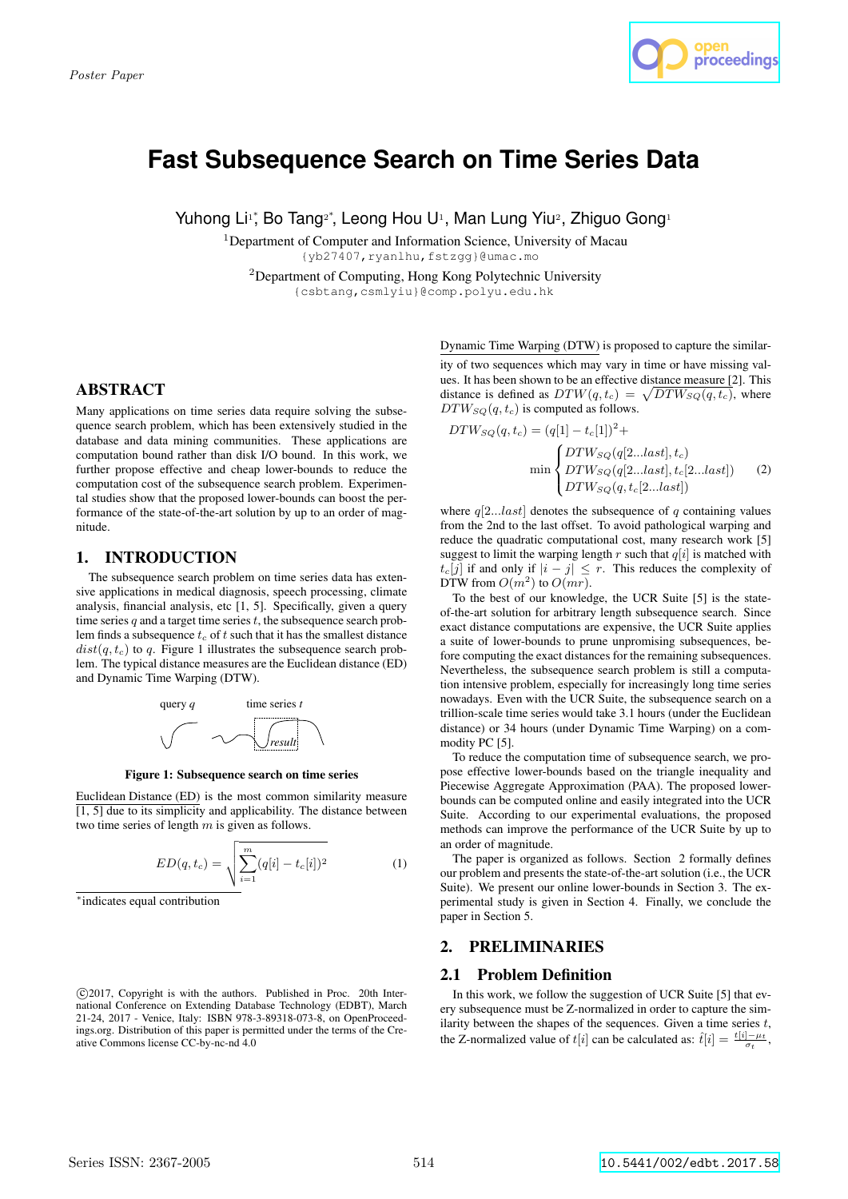# Fast Subsequence Search on Time Series Data

Yuhong Li[1*], Bo Tang[2*], Leong Hou U[1], Man Lung Yiu[2], Zhiguo Gong[1]

[1]Department of Computer and Information Science, University of Macau
{yb27407,ryanlhu,fstzgg}@umac.mo

[2]Department of Computing, Hong Kong Polytechnic University
{csbtang,csmlyiu}@comp.polyu.edu.hk

## ABSTRACT

Many applications on time series data require solving the subsequence search problem, which has been extensively studied in the database and data mining communities. These applications are computation bound rather than disk I/O bound. In this work, we further propose effective and cheap lower-bounds to reduce the computation cost of the subsequence search problem. Experimental studies show that the proposed lower-bounds can boost the performance of the state-of-the-art solution by up to an order of magnitude.

## 1. INTRODUCTION

The subsequence search problem on time series data has extensive applications in medical diagnosis, speech processing, climate analysis, financial analysis, etc [1, 5]. Specifically, given a query time series $q$ and a target time series $t$, the subsequence search problem finds a subsequence $t_c$ of $t$ such that it has the smallest distance $dist(q, t_c)$ to $q$. Figure 1 illustrates the subsequence search problem. The typical distance measures are the Euclidean distance (ED) and Dynamic Time Warping (DTW).

query $q$ &nbsp;&nbsp;&nbsp; time series $t$ &nbsp;&nbsp;&nbsp; result

**Figure 1: Subsequence search on time series**

Euclidean Distance (ED) is the most common similarity measure [1, 5] due to its simplicity and applicability. The distance between two time series of length $m$ is given as follows.

$$ED(q, t_c) = \sqrt{\sum_{i=1}^{m}(q[i] - t_c[i])^2} \quad (1)$$

*indicates equal contribution

©2017, Copyright is with the authors. Published in Proc. 20th International Conference on Extending Database Technology (EDBT), March 21-24, 2017 - Venice, Italy: ISBN 978-3-89318-073-8, on OpenProceedings.org. Distribution of this paper is permitted under the terms of the Creative Commons license CC-by-nc-nd 4.0

Dynamic Time Warping (DTW) is proposed to capture the similarity of two sequences which may vary in time or have missing values. It has been shown to be an effective distance measure [2]. This distance is defined as $DTW(q, t_c) = \sqrt{DTW_{SQ}(q, t_c)}$, where $DTW_{SQ}(q, t_c)$ is computed as follows.

$$DTW_{SQ}(q, t_c) = (q[1] - t_c[1])^2 + \min\begin{cases} DTW_{SQ}(q[2...last], t_c) \\ DTW_{SQ}(q[2...last], t_c[2...last]) \\ DTW_{SQ}(q, t_c[2...last]) \end{cases} \quad (2)$$

where $q[2...last]$ denotes the subsequence of $q$ containing values from the 2nd to the last offset. To avoid pathological warping and reduce the quadratic computational cost, many research work [5] suggest to limit the warping length $r$ such that $q[i]$ is matched with $t_c[j]$ if and only if $|i - j| \leq r$. This reduces the complexity of DTW from $O(m^2)$ to $O(mr)$.

To the best of our knowledge, the UCR Suite [5] is the state-of-the-art solution for arbitrary length subsequence search. Since exact distance computations are expensive, the UCR Suite applies a suite of lower-bounds to prune unpromising subsequences, before computing the exact distances for the remaining subsequences. Nevertheless, the subsequence search problem is still a computation intensive problem, especially for increasingly long time series nowadays. Even with the UCR Suite, the subsequence search on a trillion-scale time series would take 3.1 hours (under the Euclidean distance) or 34 hours (under Dynamic Time Warping) on a commodity PC [5].

To reduce the computation time of subsequence search, we propose effective lower-bounds based on the triangle inequality and Piecewise Aggregate Approximation (PAA). The proposed lower-bounds can be computed online and easily integrated into the UCR Suite. According to our experimental evaluations, the proposed methods can improve the performance of the UCR Suite by up to an order of magnitude.

The paper is organized as follows. Section 2 formally defines our problem and presents the state-of-the-art solution (i.e., the UCR Suite). We present our online lower-bounds in Section 3. The experimental study is given in Section 4. Finally, we conclude the paper in Section 5.

## 2. PRELIMINARIES

### 2.1 Problem Definition

In this work, we follow the suggestion of UCR Suite [5] that every subsequence must be Z-normalized in order to capture the similarity between the shapes of the sequences. Given a time series $t$, the Z-normalized value of $t[i]$ can be calculated as: $\hat{t}[i] = \frac{t[i] - \mu_t}{\sigma_t}$,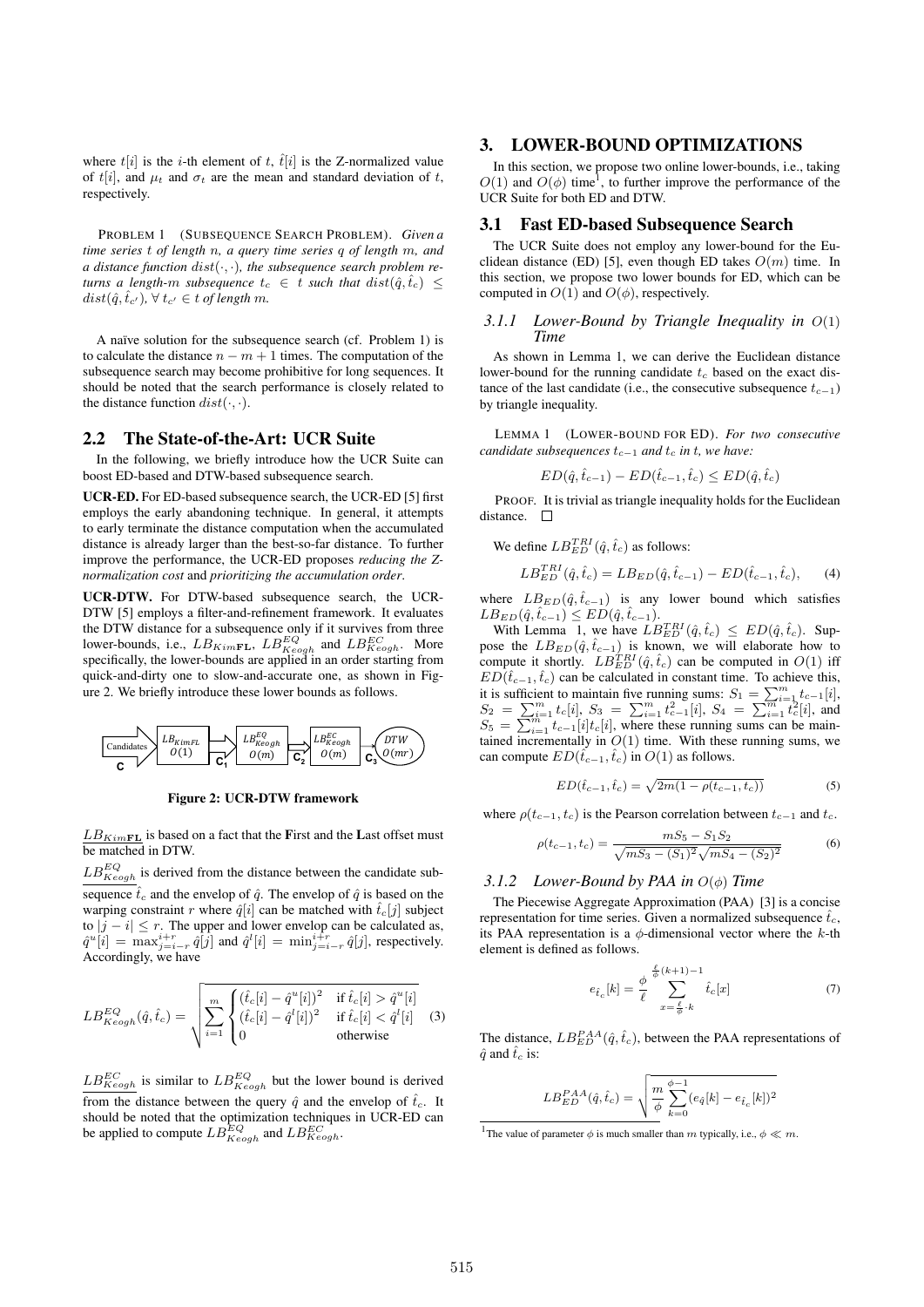where $t[i]$ is the $i$-th element of $t$, $\hat{t}[i]$ is the Z-normalized value of $t[i]$, and $\mu_t$ and $\sigma_t$ are the mean and standard deviation of $t$, respectively.

PROBLEM 1 (SUBSEQUENCE SEARCH PROBLEM). *Given a time series $t$ of length $n$, a query time series $q$ of length $m$, and a distance function $dist(\cdot,\cdot)$, the subsequence search problem returns a length-$m$ subsequence $t_c \in t$ such that $dist(\hat{q}, \hat{t}_c) \leq dist(\hat{q}, \hat{t}_{c'})$, $\forall\, t_{c'} \in t$ of length $m$.*

A naïve solution for the subsequence search (cf. Problem 1) is to calculate the distance $n - m + 1$ times. The computation of the subsequence search may become prohibitive for long sequences. It should be noted that the search performance is closely related to the distance function $dist(\cdot,\cdot)$.

## 2.2 The State-of-the-Art: UCR Suite

In the following, we briefly introduce how the UCR Suite can boost ED-based and DTW-based subsequence search.

**UCR-ED.** For ED-based subsequence search, the UCR-ED [5] first employs the early abandoning technique. In general, it attempts to early terminate the distance computation when the accumulated distance is already larger than the best-so-far distance. To further improve the performance, the UCR-ED proposes *reducing the Z-normalization cost* and *prioritizing the accumulation order*.

**UCR-DTW.** For DTW-based subsequence search, the UCR-DTW [5] employs a filter-and-refinement framework. It evaluates the DTW distance for a subsequence only if it survives from three lower-bounds, i.e., $LB_{Kim\mathbf{FL}}$, $LB^{EQ}_{Keogh}$ and $LB^{EC}_{Keogh}$. More specifically, the lower-bounds are applied in an order starting from quick-and-dirty one to slow-and-accurate one, as shown in Figure 2. We briefly introduce these lower bounds as follows.

Candidates $\mathbf{C}$ → $LB_{KimFL}$ $O(1)$ → $\mathbf{C_1}$ → $LB^{EQ}_{Keogh}$ $O(m)$ → $\mathbf{C_2}$ → $LB^{EC}_{Keogh}$ $O(m)$ → $\mathbf{C_3}$ → $DTW$ $O(mr)$

**Figure 2: UCR-DTW framework**

$LB_{Kim\mathbf{FL}}$ is based on a fact that the **F**irst and the **L**ast offset must be matched in DTW.

$LB^{EQ}_{Keogh}$ is derived from the distance between the candidate subsequence $\hat{t}_c$ and the envelop of $\hat{q}$. The envelop of $\hat{q}$ is based on the warping constraint $r$ where $\hat{q}[i]$ can be matched with $\hat{t}_c[j]$ subject to $|j - i| \leq r$. The upper and lower envelop can be calculated as, $\hat{q}^u[i] = \max_{j=i-r}^{i+r} \hat{q}[j]$ and $\hat{q}^l[i] = \min_{j=i-r}^{i+r} \hat{q}[j]$, respectively. Accordingly, we have

$$LB^{EQ}_{Keogh}(\hat{q}, \hat{t}_c) = \sqrt{\sum_{i=1}^{m} \begin{cases} (\hat{t}_c[i] - \hat{q}^u[i])^2 & \text{if } \hat{t}_c[i] > \hat{q}^u[i] \\ (\hat{t}_c[i] - \hat{q}^l[i])^2 & \text{if } \hat{t}_c[i] < \hat{q}^l[i] \\ 0 & \text{otherwise} \end{cases}} \quad (3)$$

$LB^{EC}_{Keogh}$ is similar to $LB^{EQ}_{Keogh}$ but the lower bound is derived from the distance between the query $\hat{q}$ and the envelop of $\hat{t}_c$. It should be noted that the optimization techniques in UCR-ED can be applied to compute $LB^{EQ}_{Keogh}$ and $LB^{EC}_{Keogh}$.

# 3. LOWER-BOUND OPTIMIZATIONS

In this section, we propose two online lower-bounds, i.e., taking $O(1)$ and $O(\phi)$ time[1], to further improve the performance of the UCR Suite for both ED and DTW.

## 3.1 Fast ED-based Subsequence Search

The UCR Suite does not employ any lower-bound for the Euclidean distance (ED) [5], even though ED takes $O(m)$ time. In this section, we propose two lower bounds for ED, which can be computed in $O(1)$ and $O(\phi)$, respectively.

### 3.1.1 Lower-Bound by Triangle Inequality in $O(1)$ Time

As shown in Lemma 1, we can derive the Euclidean distance lower-bound for the running candidate $t_c$ based on the exact distance of the last candidate (i.e., the consecutive subsequence $t_{c-1}$) by triangle inequality.

LEMMA 1 (LOWER-BOUND FOR ED). *For two consecutive candidate subsequences $t_{c-1}$ and $t_c$ in $t$, we have:*

$$ED(\hat{q}, \hat{t}_{c-1}) - ED(\hat{t}_{c-1}, \hat{t}_c) \leq ED(\hat{q}, \hat{t}_c)$$

PROOF. It is trivial as triangle inequality holds for the Euclidean distance. □

We define $LB^{TRI}_{ED}(\hat{q}, \hat{t}_c)$ as follows:

$$LB^{TRI}_{ED}(\hat{q}, \hat{t}_c) = LB_{ED}(\hat{q}, \hat{t}_{c-1}) - ED(\hat{t}_{c-1}, \hat{t}_c), \quad (4)$$

where $LB_{ED}(\hat{q}, \hat{t}_{c-1})$ is any lower bound which satisfies $LB_{ED}(\hat{q}, \hat{t}_{c-1}) \leq ED(\hat{q}, \hat{t}_{c-1})$.

With Lemma 1, we have $LB^{TRI}_{ED}(\hat{q}, \hat{t}_c) \leq ED(\hat{q}, \hat{t}_c)$. Suppose the $LB_{ED}(\hat{q}, \hat{t}_{c-1})$ is known, we will elaborate how to compute it shortly. $LB^{TRI}_{ED}(\hat{q}, \hat{t}_c)$ can be computed in $O(1)$ iff $ED(\hat{t}_{c-1}, \hat{t}_c)$ can be calculated in constant time. To achieve this, it is sufficient to maintain five running sums: $S_1 = \sum_{i=1}^{m} t_{c-1}[i]$, $S_2 = \sum_{i=1}^{m} t_c[i]$, $S_3 = \sum_{i=1}^{m} t^2_{c-1}[i]$, $S_4 = \sum_{i=1}^{m} t^2_c[i]$, and $S_5 = \sum_{i=1}^{m} t_{c-1}[i] t_c[i]$, where these running sums can be maintained incrementally in $O(1)$ time. With these running sums, we can compute $ED(\hat{t}_{c-1}, \hat{t}_c)$ in $O(1)$ as follows.

$$ED(\hat{t}_{c-1}, \hat{t}_c) = \sqrt{2m(1 - \rho(t_{c-1}, t_c))} \quad (5)$$

where $\rho(t_{c-1}, t_c)$ is the Pearson correlation between $t_{c-1}$ and $t_c$.

$$\rho(t_{c-1}, t_c) = \frac{mS_5 - S_1 S_2}{\sqrt{mS_3 - (S_1)^2}\sqrt{mS_4 - (S_2)^2}} \quad (6)$$

### 3.1.2 Lower-Bound by PAA in $O(\phi)$ Time

The Piecewise Aggregate Approximation (PAA) [3] is a concise representation for time series. Given a normalized subsequence $\hat{t}_c$, its PAA representation is a $\phi$-dimensional vector where the $k$-th element is defined as follows.

$$e_{\hat{t}_c}[k] = \frac{\phi}{\ell} \sum_{x=\frac{\ell}{\phi}\cdot k}^{\frac{\ell}{\phi}(k+1)-1} \hat{t}_c[x] \quad (7)$$

The distance, $LB^{PAA}_{ED}(\hat{q}, \hat{t}_c)$, between the PAA representations of $\hat{q}$ and $\hat{t}_c$ is:

$$LB^{PAA}_{ED}(\hat{q}, \hat{t}_c) = \sqrt{\frac{m}{\phi} \sum_{k=0}^{\phi-1} (e_{\hat{q}}[k] - e_{\hat{t}_c}[k])^2}$$

[1] The value of parameter $\phi$ is much smaller than $m$ typically, i.e., $\phi \ll m$.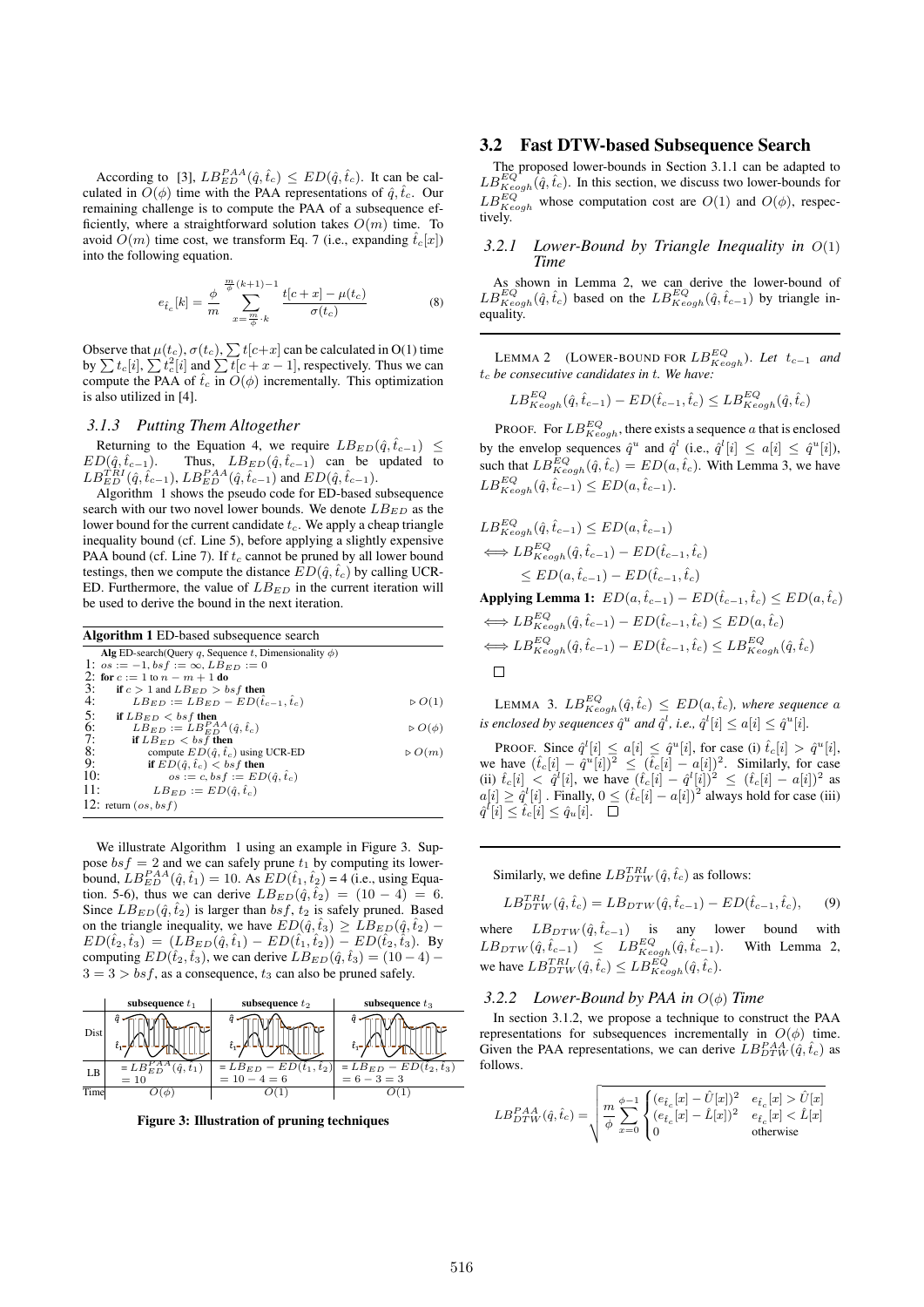According to [3], $LB_{ED}^{PAA}(\hat{q}, \hat{t}_c) \leq ED(\hat{q}, \hat{t}_c)$. It can be calculated in $O(\phi)$ time with the PAA representations of $\hat{q}, \hat{t}_c$. Our remaining challenge is to compute the PAA of a subsequence efficiently, where a straightforward solution takes $O(m)$ time. To avoid $O(m)$ time cost, we transform Eq. 7 (i.e., expanding $\hat{t}_c[x]$) into the following equation.

$$e_{\hat{t}_c}[k] = \frac{\phi}{m} \sum_{x=\frac{m}{\phi}\cdot k}^{\frac{m}{\phi}(k+1)-1} \frac{t[c+x] - \mu(t_c)}{\sigma(t_c)} \tag{8}$$

Observe that $\mu(t_c), \sigma(t_c), \sum t[c+x]$ can be calculated in O(1) time by $\sum t_c[i], \sum t_c^2[i]$ and $\sum t[c+x-1]$, respectively. Thus we can compute the PAA of $\hat{t}_c$ in $O(\phi)$ incrementally. This optimization is also utilized in [4].

### 3.1.3 Putting Them Altogether

Returning to the Equation 4, we require $LB_{ED}(\hat{q}, \hat{t}_{c-1}) \leq ED(\hat{q}, \hat{t}_{c-1})$. Thus, $LB_{ED}(\hat{q}, \hat{t}_{c-1})$ can be updated to $LB_{ED}^{TRI}(\hat{q}, \hat{t}_{c-1})$, $LB_{ED}^{PAA}(\hat{q}, \hat{t}_{c-1})$ and $ED(\hat{q}, \hat{t}_{c-1})$.

Algorithm 1 shows the pseudo code for ED-based subsequence search with our two novel lower bounds. We denote $LB_{ED}$ as the lower bound for the current candidate $t_c$. We apply a cheap triangle inequality bound (cf. Line 5), before applying a slightly expensive PAA bound (cf. Line 7). If $t_c$ cannot be pruned by all lower bound testings, then we compute the distance $ED(\hat{q}, \hat{t}_c)$ by calling UCR-ED. Furthermore, the value of $LB_{ED}$ in the current iteration will be used to derive the bound in the next iteration.

**Algorithm 1** ED-based subsequence search

```
Alg ED-search(Query q, Sequence t, Dimensionality φ)
1:  os := −1, bsf := ∞, LB_ED := 0
2:  for c := 1 to n − m + 1 do
3:      if c > 1 and LB_ED > bsf then
4:          LB_ED := LB_ED − ED(t̂_{c−1}, t̂_c)                    ▷ O(1)
5:      if LB_ED < bsf then
6:          LB_ED := LB_ED^PAA(q̂, t̂_c)                             ▷ O(φ)
7:          if LB_ED < bsf then
8:              compute ED(q̂, t̂_c) using UCR-ED                  ▷ O(m)
9:              if ED(q̂, t̂_c) < bsf then
10:                 os := c, bsf := ED(q̂, t̂_c)
11:             LB_ED := ED(q̂, t̂_c)
12: return (os, bsf)
```

We illustrate Algorithm 1 using an example in Figure 3. Suppose $bsf = 2$ and we can safely prune $t_1$ by computing its lower-bound, $LB_{ED}^{PAA}(\hat{q}, \hat{t}_1) = 10$. As $ED(\hat{t}_1, \hat{t}_2) = 4$ (i.e., using Equation. 5-6), thus we can derive $LB_{ED}(\hat{q}, \hat{t}_2) = (10 - 4) = 6$. Since $LB_{ED}(\hat{q}, \hat{t}_2)$ is larger than $bsf$, $t_2$ is safely pruned. Based on the triangle inequality, we have $ED(\hat{q}, \hat{t}_3) \geq LB_{ED}(\hat{q}, \hat{t}_2) - ED(\hat{t}_2, \hat{t}_3) = (LB_{ED}(\hat{q}, \hat{t}_1) - ED(\hat{t}_1, \hat{t}_2)) - ED(\hat{t}_2, \hat{t}_3)$. By computing $ED(\hat{t}_2, \hat{t}_3)$, we can derive $LB_{ED}(\hat{q}, \hat{t}_3) = (10-4) - 3 = 3 > bsf$, as a consequence, $t_3$ can also be pruned safely.

| | subsequence $t_1$ | subsequence $t_2$ | subsequence $t_3$ |
|---|---|---|---|
| Dist | $\hat{q}$, $\hat{t}_1$ | $\hat{q}$, $\hat{t}_2$ | $\hat{q}$, $\hat{t}_3$ |
| LB | $= LB_{ED}^{PAA}(\hat{q}, \hat{t}_1)$ $= 10$ | $= LB_{ED} - ED(\hat{t}_1, \hat{t}_2)$ $= 10 - 4 = 6$ | $= LB_{ED} - ED(\hat{t}_2, \hat{t}_3)$ $= 6 - 3 = 3$ |
| Time | $O(\phi)$ | $O(1)$ | $O(1)$ |

**Figure 3: Illustration of pruning techniques**

## 3.2 Fast DTW-based Subsequence Search

The proposed lower-bounds in Section 3.1.1 can be adapted to $LB_{Keogh}^{EQ}(\hat{q}, \hat{t}_c)$. In this section, we discuss two lower-bounds for $LB_{Keogh}^{EQ}$ whose computation cost are $O(1)$ and $O(\phi)$, respectively.

### 3.2.1 Lower-Bound by Triangle Inequality in $O(1)$ Time

As shown in Lemma 2, we can derive the lower-bound of $LB_{Keogh}^{EQ}(\hat{q}, \hat{t}_c)$ based on the $LB_{Keogh}^{EQ}(\hat{q}, \hat{t}_{c-1})$ by triangle inequality.

---

LEMMA 2 (LOWER-BOUND FOR $LB_{Keogh}^{EQ}$). *Let $t_{c-1}$ and $t_c$ be consecutive candidates in $t$. We have:*

$$LB_{Keogh}^{EQ}(\hat{q}, \hat{t}_{c-1}) - ED(\hat{t}_{c-1}, \hat{t}_c) \leq LB_{Keogh}^{EQ}(\hat{q}, \hat{t}_c)$$

PROOF. For $LB_{Keogh}^{EQ}$, there exists a sequence $a$ that is enclosed by the envelop sequences $\hat{q}^u$ and $\hat{q}^l$ (i.e., $\hat{q}^l[i] \leq a[i] \leq \hat{q}^u[i]$), such that $LB_{Keogh}^{EQ}(\hat{q}, \hat{t}_c) = ED(a, \hat{t}_c)$. With Lemma 3, we have $LB_{Keogh}^{EQ}(\hat{q}, \hat{t}_{c-1}) \leq ED(a, \hat{t}_{c-1})$.

$$LB_{Keogh}^{EQ}(\hat{q}, \hat{t}_{c-1}) \leq ED(a, \hat{t}_{c-1})$$
$$\iff LB_{Keogh}^{EQ}(\hat{q}, \hat{t}_{c-1}) - ED(\hat{t}_{c-1}, \hat{t}_c) \leq ED(a, \hat{t}_{c-1}) - ED(\hat{t}_{c-1}, \hat{t}_c)$$

**Applying Lemma 1:** $ED(a, \hat{t}_{c-1}) - ED(\hat{t}_{c-1}, \hat{t}_c) \leq ED(a, \hat{t}_c)$

$$\iff LB_{Keogh}^{EQ}(\hat{q}, \hat{t}_{c-1}) - ED(\hat{t}_{c-1}, \hat{t}_c) \leq ED(a, \hat{t}_c)$$
$$\iff LB_{Keogh}^{EQ}(\hat{q}, \hat{t}_{c-1}) - ED(\hat{t}_{c-1}, \hat{t}_c) \leq LB_{Keogh}^{EQ}(\hat{q}, \hat{t}_c)$$

□

LEMMA 3. $LB_{Keogh}^{EQ}(\hat{q}, \hat{t}_c) \leq ED(a, \hat{t}_c)$*, where sequence $a$ is enclosed by sequences $\hat{q}^u$ and $\hat{q}^l$, i.e., $\hat{q}^l[i] \leq a[i] \leq \hat{q}^u[i]$.*

PROOF. Since $\hat{q}^l[i] \leq a[i] \leq \hat{q}^u[i]$, for case (i) $\hat{t}_c[i] > \hat{q}^u[i]$, we have $(\hat{t}_c[i] - \hat{q}^u[i])^2 \leq (\hat{t}_c[i] - a[i])^2$. Similarly, for case (ii) $\hat{t}_c[i] < \hat{q}^l[i]$, we have $(\hat{t}_c[i] - \hat{q}^l[i])^2 \leq (\hat{t}_c[i] - a[i])^2$ as $a[i] \geq \hat{q}^l[i]$. Finally, $0 \leq (\hat{t}_c[i] - a[i])^2$ always hold for case (iii) $\hat{q}^l[i] \leq \hat{t}_c[i] \leq \hat{q}_u[i]$. □

---

Similarly, we define $LB_{DTW}^{TRI}(\hat{q}, \hat{t}_c)$ as follows:

$$LB_{DTW}^{TRI}(\hat{q}, \hat{t}_c) = LB_{DTW}(\hat{q}, \hat{t}_{c-1}) - ED(\hat{t}_{c-1}, \hat{t}_c), \tag{9}$$

where $LB_{DTW}(\hat{q}, \hat{t}_{c-1})$ is any lower bound with $LB_{DTW}(\hat{q}, \hat{t}_{c-1}) \leq LB_{Keogh}^{EQ}(\hat{q}, \hat{t}_{c-1})$. With Lemma 2, we have $LB_{DTW}^{TRI}(\hat{q}, \hat{t}_c) \leq LB_{Keogh}^{EQ}(\hat{q}, \hat{t}_c)$.

### 3.2.2 Lower-Bound by PAA in $O(\phi)$ Time

In section 3.1.2, we propose a technique to construct the PAA representations for subsequences incrementally in $O(\phi)$ time. Given the PAA representations, we can derive $LB_{DTW}^{PAA}(\hat{q}, \hat{t}_c)$ as follows.

$$LB_{DTW}^{PAA}(\hat{q}, \hat{t}_c) = \sqrt{\frac{m}{\phi} \sum_{x=0}^{\phi-1} \begin{cases} (e_{\hat{t}_c}[x] - \hat{U}[x])^2 & e_{\hat{t}_c}[x] > \hat{U}[x] \\ (e_{\hat{t}_c}[x] - \hat{L}[x])^2 & e_{\hat{t}_c}[x] < \hat{L}[x] \\ 0 & \text{otherwise} \end{cases}}$$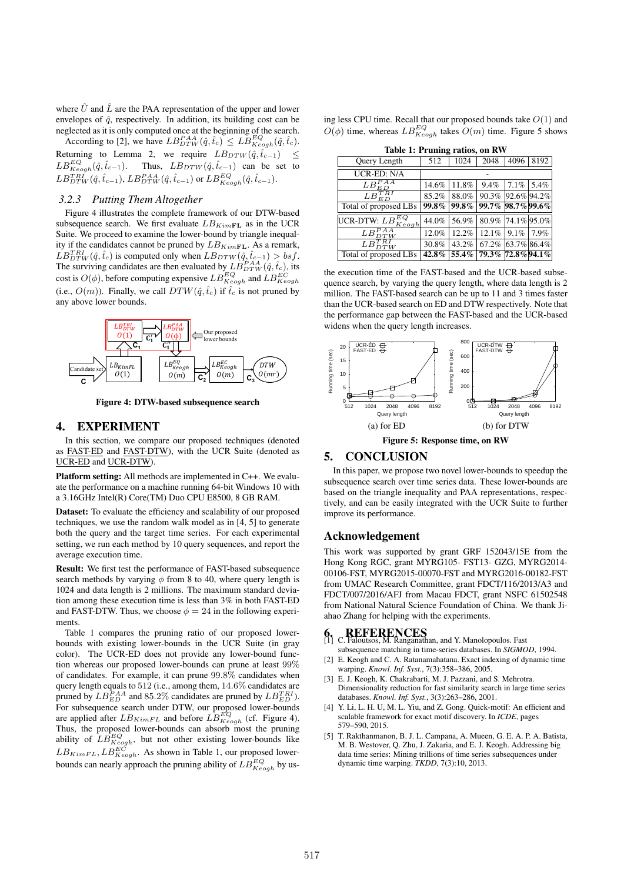where $\hat{U}$ and $\hat{L}$ are the PAA representation of the upper and lower envelopes of $\hat{q}$, respectively. In addition, its building cost can be neglected as it is only computed once at the beginning of the search.

According to [2], we have $LB_{DTW}^{PAA}(\hat{q}, \hat{t}_c) \leq LB_{Keogh}^{EQ}(\hat{q}, \hat{t}_c)$. Returning to Lemma 2, we require $LB_{DTW}(\hat{q}, \hat{t}_{c-1}) \leq LB_{Keogh}^{EQ}(\hat{q}, \hat{t}_{c-1})$. Thus, $LB_{DTW}(\hat{q}, \hat{t}_{c-1})$ can be set to $LB_{DTW}^{TRI}(\hat{q}, \hat{t}_{c-1})$, $LB_{DTW}^{PAA}(\hat{q}, \hat{t}_{c-1})$ or $LB_{Keogh}^{EQ}(\hat{q}, \hat{t}_{c-1})$.

### 3.2.3 Putting Them Altogether

Figure 4 illustrates the complete framework of our DTW-based subsequence search. We first evaluate $LB_{Kim\mathbf{FL}}$ as in the UCR Suite. We proceed to examine the lower-bound by triangle inequality if the candidates cannot be pruned by $LB_{Kim\mathbf{FL}}$. As a remark, $LB_{DTW}^{TRI}(\hat{q}, \hat{t}_c)$ is computed only when $LB_{DTW}(\hat{q}, \hat{t}_{c-1}) > bsf$. The surviving candidates are then evaluated by $LB_{DTW}^{PAA}(\hat{q}, \hat{t}_c)$, its cost is $O(\phi)$, before computing expensive $LB_{Keogh}^{EQ}$ and $LB_{Keogh}^{EC}$ (i.e., $O(m)$). Finally, we call $DTW(\hat{q}, \hat{t}_c)$ if $\hat{t}_c$ is not pruned by any above lower bounds.

$LB_{DTW}^{TRI}$ $O(1)$
$LB_{DTW}^{PAA}$ $O(\phi)$
Our proposed lower bounds
$C_1'$ $C_1''$ $C_1$
Candidate set C
$LB_{KimFL}$ $O(1)$
$LB_{Keogh}^{EQ}$ $O(m)$
$C_2$
$LB_{Keogh}^{EC}$ $O(m)$
$C_3$
$DTW$ $O(mr)$

**Figure 4: DTW-based subsequence search**

## 4. EXPERIMENT

In this section, we compare our proposed techniques (denoted as FAST-ED and FAST-DTW), with the UCR Suite (denoted as UCR-ED and UCR-DTW).

**Platform setting:** All methods are implemented in C++. We evaluate the performance on a machine running 64-bit Windows 10 with a 3.16GHz Intel(R) Core(TM) Duo CPU E8500, 8 GB RAM.

**Dataset:** To evaluate the efficiency and scalability of our proposed techniques, we use the random walk model as in [4, 5] to generate both the query and the target time series. For each experimental setting, we run each method by 10 query sequences, and report the average execution time.

**Result:** We first test the performance of FAST-based subsequence search methods by varying $\phi$ from 8 to 40, where query length is 1024 and data length is 2 millions. The maximum standard deviation among these execution time is less than 3% in both FAST-ED and FAST-DTW. Thus, we choose $\phi = 24$ in the following experiments.

Table 1 compares the pruning ratio of our proposed lower-bounds with existing lower-bounds in the UCR Suite (in gray color). The UCR-ED does not provide any lower-bound function whereas our proposed lower-bounds can prune at least 99% of candidates. For example, it can prune 99.8% candidates when query length equals to 512 (i.e., among them, 14.6% candidates are pruned by $LB_{ED}^{PAA}$ and 85.2% candidates are pruned by $LB_{ED}^{TRI}$). For subsequence search under DTW, our proposed lower-bounds are applied after $LB_{KimFL}$ and before $LB_{Keogh}^{EQ}$ (cf. Figure 4). Thus, the proposed lower-bounds can absorb most the pruning ability of $LB_{Keogh}^{EQ}$, but not other existing lower-bounds like $LB_{KimFL}, LB_{Keogh}^{EC}$. As shown in Table 1, our proposed lower-bounds can nearly approach the pruning ability of $LB_{Keogh}^{EQ}$ by using less CPU time. Recall that our proposed bounds take $O(1)$ and $O(\phi)$ time, whereas $LB_{Keogh}^{EQ}$ takes $O(m)$ time. Figure 5 shows the execution time of the FAST-based and the UCR-based subsequence search, by varying the query length, where data length is 2 million. The FAST-based search can be up to 11 and 3 times faster than the UCR-based search on ED and DTW respectively. Note that the performance gap between the FAST-based and the UCR-based widens when the query length increases.

**Table 1: Pruning ratios, on RW**

| Query Length | 512 | 1024 | 2048 | 4096 | 8192 |
|---|---|---|---|---|---|
| UCR-ED: N/A | - | | | | |
| $LB_{ED}^{PAA}$ | 14.6% | 11.8% | 9.4% | 7.1% | 5.4% |
| $LB_{ED}^{TRI}$ | 85.2% | 88.0% | 90.3% | 92.6% | 94.2% |
| Total of proposed LBs | **99.8%** | **99.8%** | **99.7%** | **98.7%** | **99.6%** |
| UCR-DTW: $LB_{Keogh}^{EQ}$ | 44.0% | 56.9% | 80.9% | 74.1% | 95.0% |
| $LB_{DTW}^{PAA}$ | 12.0% | 12.2% | 12.1% | 9.1% | 7.9% |
| $LB_{DTW}^{TRI}$ | 30.8% | 43.2% | 67.2% | 63.7% | 86.4% |
| Total of proposed LBs | **42.8%** | **55.4%** | **79.3%** | **72.8%** | **94.1%** |

(a) for ED: UCR-ED, FAST-ED; Running time (sec): 0, 5, 10, 15, 20; Query length: 512, 1024, 2048, 4096, 8192

(b) for DTW: UCR-DTW, FAST-DTW; Running time (sec): 0, 200, 400, 600, 800; Query length: 512, 1024, 2048, 4096, 8192

**Figure 5: Response time, on RW**

## 5. CONCLUSION

In this paper, we propose two novel lower-bounds to speedup the subsequence search over time series data. These lower-bounds are based on the triangle inequality and PAA representations, respectively, and can be easily integrated with the UCR Suite to further improve its performance.

## Acknowledgement

This work was supported by grant GRF 152043/15E from the Hong Kong RGC, grant MYRG105- FST13- GZG, MYRG2014-00106-FST, MYRG2015-00070-FST and MYRG2016-00182-FST from UMAC Research Committee, grant FDCT/116/2013/A3 and FDCT/007/2016/AFJ from Macau FDCT, grant NSFC 61502548 from National Natural Science Foundation of China. We thank Jiahao Zhang for helping with the experiments.

## 6. REFERENCES

[1] C. Faloutsos, M. Ranganathan, and Y. Manolopoulos. Fast subsequence matching in time-series databases. In *SIGMOD*, 1994.

[2] E. Keogh and C. A. Ratanamahatana. Exact indexing of dynamic time warping. *Knowl. Inf. Syst.*, 7(3):358–386, 2005.

[3] E. J. Keogh, K. Chakrabarti, M. J. Pazzani, and S. Mehrotra. Dimensionality reduction for fast similarity search in large time series databases. *Knowl. Inf. Syst.*, 3(3):263–286, 2001.

[4] Y. Li, L. H. U, M. L. Yiu, and Z. Gong. Quick-motif: An efficient and scalable framework for exact motif discovery. In *ICDE*, pages 579–590, 2015.

[5] T. Rakthanmanon, B. J. L. Campana, A. Mueen, G. E. A. P. A. Batista, M. B. Westover, Q. Zhu, J. Zakaria, and E. J. Keogh. Addressing big data time series: Mining trillions of time series subsequences under dynamic time warping. *TKDD*, 7(3):10, 2013.